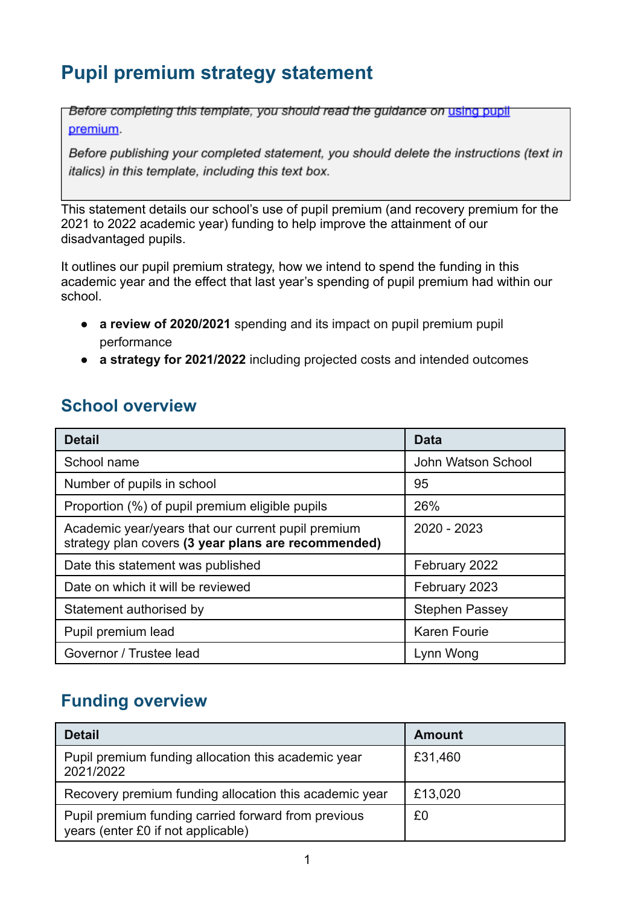# Pupil premium strategy statement

*Before completing this template, you should read the guidance on [using pupil premium](using pupil premium).*

*Before publishing your completed statement, you should delete the instructions (text in italics) in this template, including this text box.*

This statement details our school's use of pupil premium (and recovery premium for the 2021 to 2022 academic year) funding to help improve the attainment of our disadvantaged pupils.

It outlines our pupil premium strategy, how we intend to spend the funding in this academic year and the effect that last year's spending of pupil premium had within our school.

- **a review of 2020/2021** spending and its impact on pupil premium pupil performance
- **a strategy for 2021/2022** including projected costs and intended outcomes

## School overview

| Detail | Data |
|---|---|
| School name | John Watson School |
| Number of pupils in school | 95 |
| Proportion (%) of pupil premium eligible pupils | 26% |
| Academic year/years that our current pupil premium strategy plan covers **(3 year plans are recommended)** | 2020 - 2023 |
| Date this statement was published | February 2022 |
| Date on which it will be reviewed | February 2023 |
| Statement authorised by | Stephen Passey |
| Pupil premium lead | Karen Fourie |
| Governor / Trustee lead | Lynn Wong |

## Funding overview

| Detail | Amount |
|---|---|
| Pupil premium funding allocation this academic year 2021/2022 | £31,460 |
| Recovery premium funding allocation this academic year | £13,020 |
| Pupil premium funding carried forward from previous years (enter £0 if not applicable) | £0 |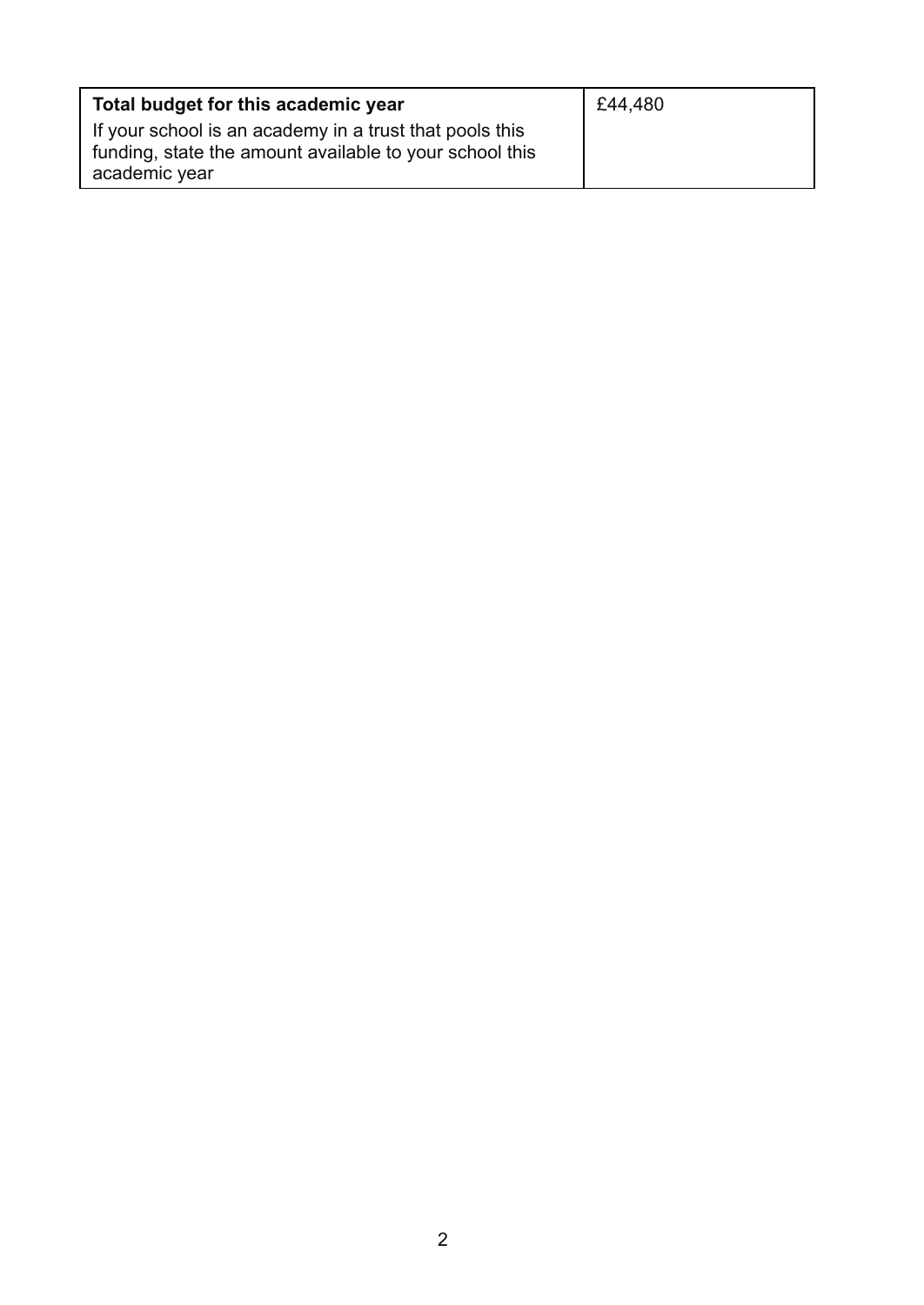| **Total budget for this academic year**<br>If your school is an academy in a trust that pools this funding, state the amount available to your school this academic year | £44,480 |
|---|---|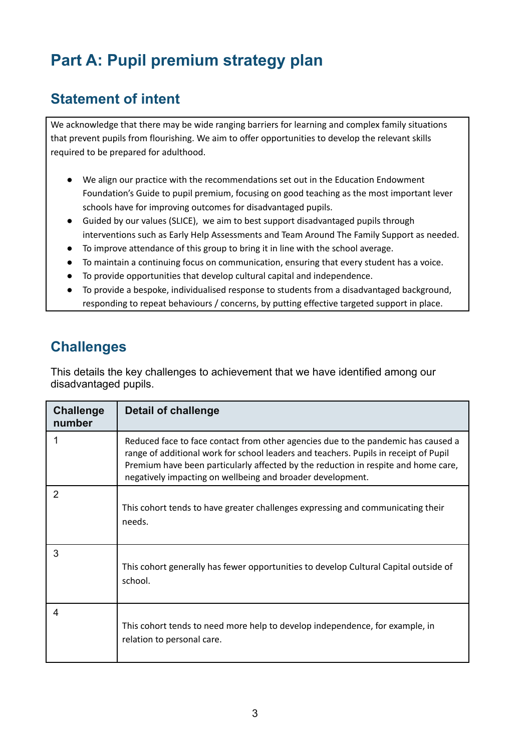# Part A: Pupil premium strategy plan

## Statement of intent

We acknowledge that there may be wide ranging barriers for learning and complex family situations that prevent pupils from flourishing. We aim to offer opportunities to develop the relevant skills required to be prepared for adulthood.

- We align our practice with the recommendations set out in the Education Endowment Foundation's Guide to pupil premium, focusing on good teaching as the most important lever schools have for improving outcomes for disadvantaged pupils.
- Guided by our values (SLICE), we aim to best support disadvantaged pupils through interventions such as Early Help Assessments and Team Around The Family Support as needed.
- To improve attendance of this group to bring it in line with the school average.
- To maintain a continuing focus on communication, ensuring that every student has a voice.
- To provide opportunities that develop cultural capital and independence.
- To provide a bespoke, individualised response to students from a disadvantaged background, responding to repeat behaviours / concerns, by putting effective targeted support in place.

## Challenges

This details the key challenges to achievement that we have identified among our disadvantaged pupils.

| Challenge number | Detail of challenge |
|---|---|
| 1 | Reduced face to face contact from other agencies due to the pandemic has caused a range of additional work for school leaders and teachers. Pupils in receipt of Pupil Premium have been particularly affected by the reduction in respite and home care, negatively impacting on wellbeing and broader development. |
| 2 | This cohort tends to have greater challenges expressing and communicating their needs. |
| 3 | This cohort generally has fewer opportunities to develop Cultural Capital outside of school. |
| 4 | This cohort tends to need more help to develop independence, for example, in relation to personal care. |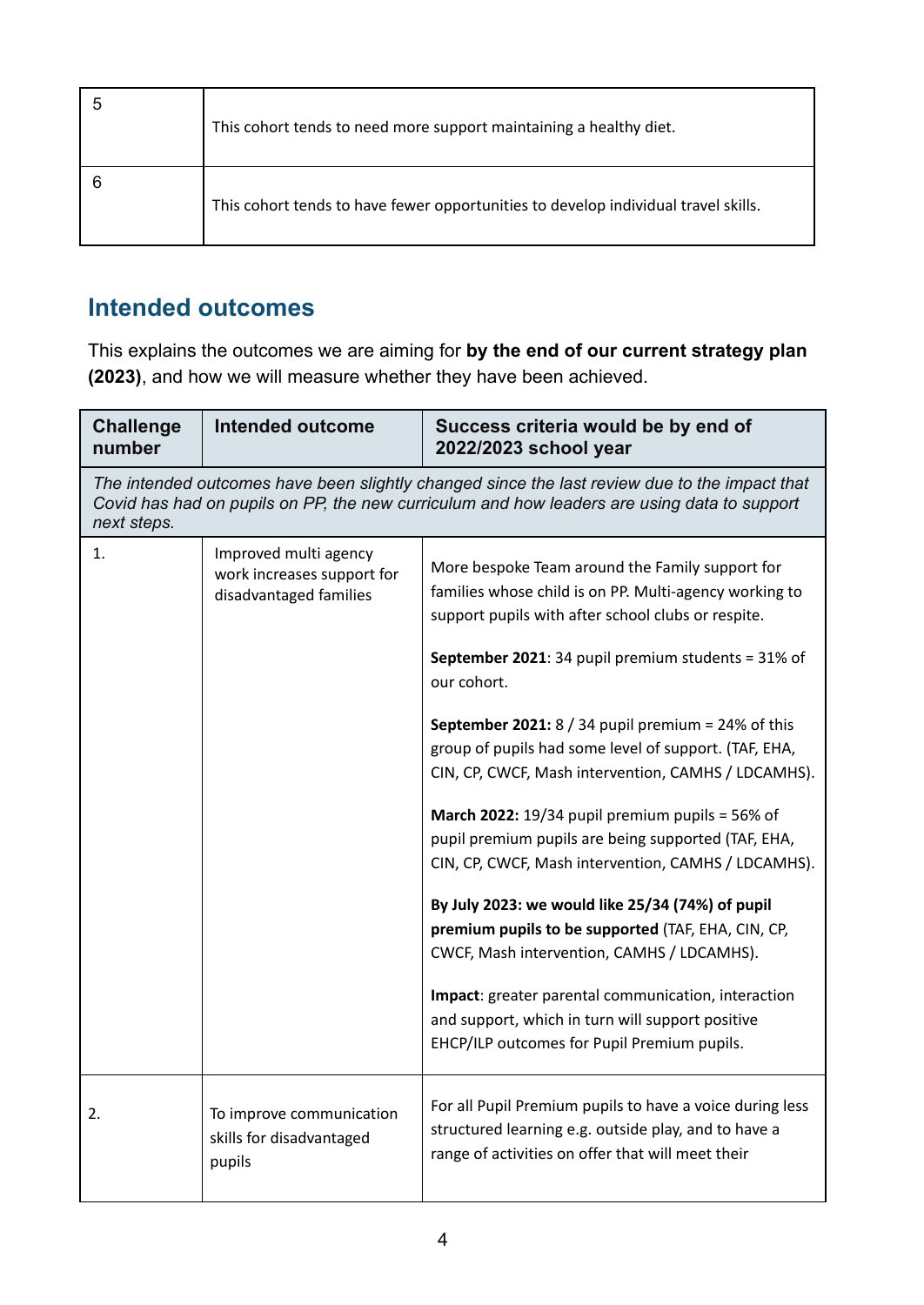| | |
|---|---|
| 5 | This cohort tends to need more support maintaining a healthy diet. |
| 6 | This cohort tends to have fewer opportunities to develop individual travel skills. |

## Intended outcomes

This explains the outcomes we are aiming for **by the end of our current strategy plan (2023)**, and how we will measure whether they have been achieved.

| Challenge number | Intended outcome | Success criteria would be by end of 2022/2023 school year |
|---|---|---|
| *The intended outcomes have been slightly changed since the last review due to the impact that Covid has had on pupils on PP, the new curriculum and how leaders are using data to support next steps.* | | |
| 1. | Improved multi agency work increases support for disadvantaged families | More bespoke Team around the Family support for families whose child is on PP. Multi-agency working to support pupils with after school clubs or respite.<br><br>**September 2021**: 34 pupil premium students = 31% of our cohort.<br><br>**September 2021:** 8 / 34 pupil premium = 24% of this group of pupils had some level of support. (TAF, EHA, CIN, CP, CWCF, Mash intervention, CAMHS / LDCAMHS).<br><br>**March 2022:** 19/34 pupil premium pupils = 56% of pupil premium pupils are being supported (TAF, EHA, CIN, CP, CWCF, Mash intervention, CAMHS / LDCAMHS).<br><br>**By July 2023: we would like 25/34 (74%) of pupil premium pupils to be supported** (TAF, EHA, CIN, CP, CWCF, Mash intervention, CAMHS / LDCAMHS).<br><br>**Impact**: greater parental communication, interaction and support, which in turn will support positive EHCP/ILP outcomes for Pupil Premium pupils. |
| 2. | To improve communication skills for disadvantaged pupils | For all Pupil Premium pupils to have a voice during less structured learning e.g. outside play, and to have a range of activities on offer that will meet their |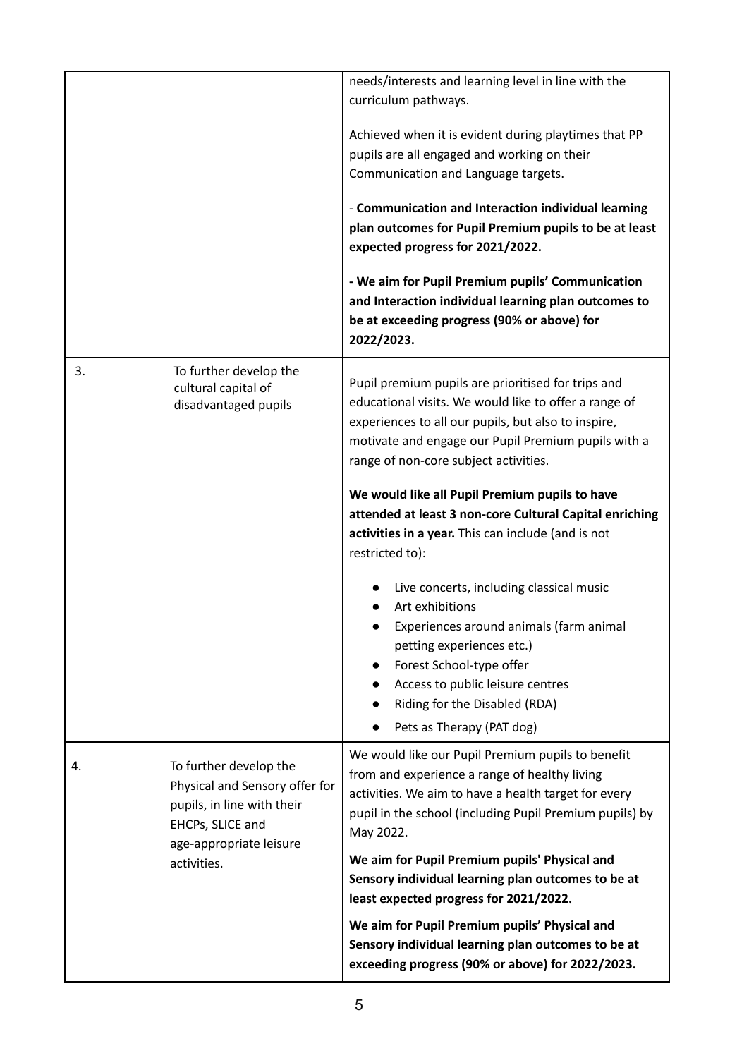| | | |
|---|---|---|
| | | needs/interests and learning level in line with the curriculum pathways.<br><br>Achieved when it is evident during playtimes that PP pupils are all engaged and working on their Communication and Language targets.<br><br>- **Communication and Interaction individual learning plan outcomes for Pupil Premium pupils to be at least expected progress for 2021/2022.**<br><br>**- We aim for Pupil Premium pupils' Communication and Interaction individual learning plan outcomes to be at exceeding progress (90% or above) for 2022/2023.** |
| 3. | To further develop the cultural capital of disadvantaged pupils | Pupil premium pupils are prioritised for trips and educational visits. We would like to offer a range of experiences to all our pupils, but also to inspire, motivate and engage our Pupil Premium pupils with a range of non-core subject activities.<br><br>**We would like all Pupil Premium pupils to have attended at least 3 non-core Cultural Capital enriching activities in a year.** This can include (and is not restricted to):<br><br>● Live concerts, including classical music<br>● Art exhibitions<br>● Experiences around animals (farm animal petting experiences etc.)<br>● Forest School-type offer<br>● Access to public leisure centres<br>● Riding for the Disabled (RDA)<br>● Pets as Therapy (PAT dog) |
| 4. | To further develop the Physical and Sensory offer for pupils, in line with their EHCPs, SLICE and age-appropriate leisure activities. | We would like our Pupil Premium pupils to benefit from and experience a range of healthy living activities. We aim to have a health target for every pupil in the school (including Pupil Premium pupils) by May 2022.<br><br>**We aim for Pupil Premium pupils' Physical and Sensory individual learning plan outcomes to be at least expected progress for 2021/2022.**<br><br>**We aim for Pupil Premium pupils' Physical and Sensory individual learning plan outcomes to be at exceeding progress (90% or above) for 2022/2023.** |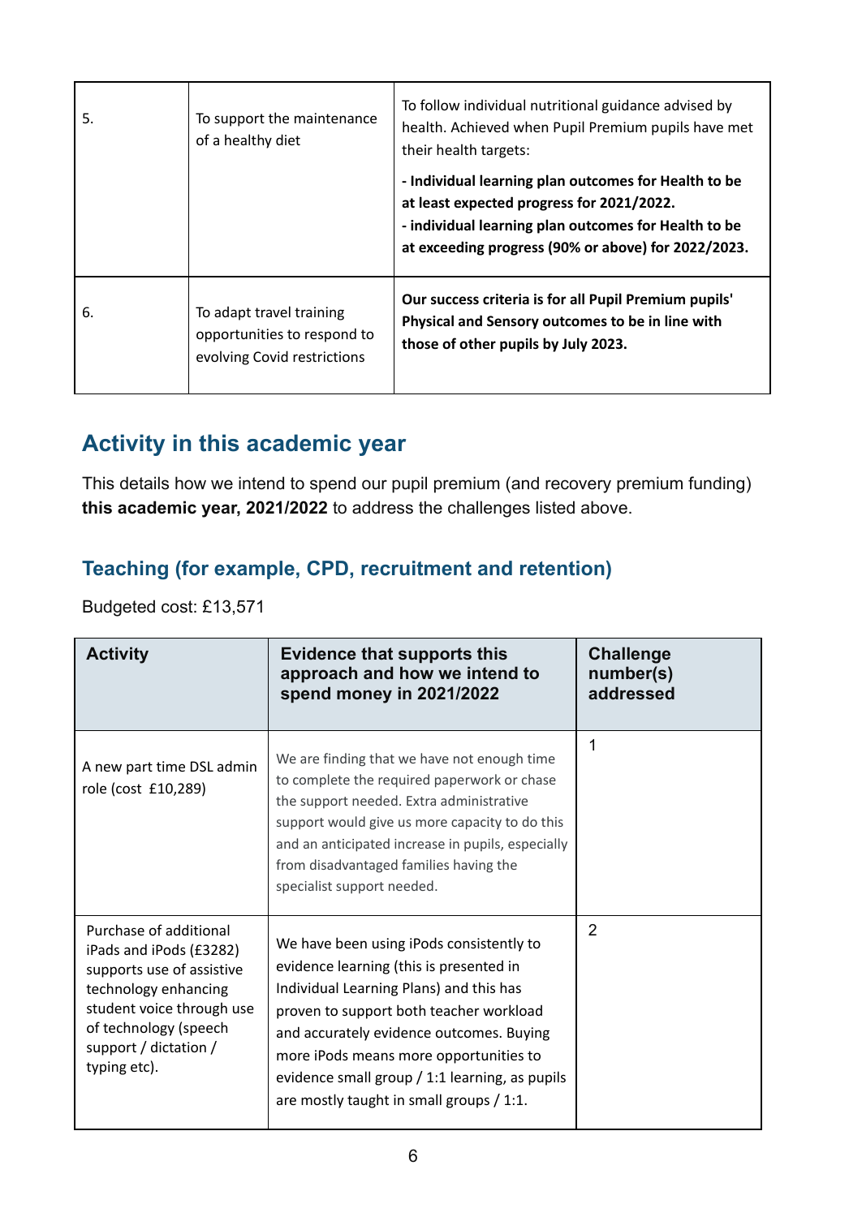| | | |
|---|---|---|
| 5. | To support the maintenance of a healthy diet | To follow individual nutritional guidance advised by health. Achieved when Pupil Premium pupils have met their health targets:<br>**- Individual learning plan outcomes for Health to be at least expected progress for 2021/2022.**<br>**- individual learning plan outcomes for Health to be at exceeding progress (90% or above) for 2022/2023.** |
| 6. | To adapt travel training opportunities to respond to evolving Covid restrictions | **Our success criteria is for all Pupil Premium pupils' Physical and Sensory outcomes to be in line with those of other pupils by July 2023.** |

## Activity in this academic year

This details how we intend to spend our pupil premium (and recovery premium funding) **this academic year, 2021/2022** to address the challenges listed above.

### Teaching (for example, CPD, recruitment and retention)

Budgeted cost: £13,571

| Activity | Evidence that supports this approach and how we intend to spend money in 2021/2022 | Challenge number(s) addressed |
|---|---|---|
| A new part time DSL admin role (cost £10,289) | We are finding that we have not enough time to complete the required paperwork or chase the support needed. Extra administrative support would give us more capacity to do this and an anticipated increase in pupils, especially from disadvantaged families having the specialist support needed. | 1 |
| Purchase of additional iPads and iPods (£3282) supports use of assistive technology enhancing student voice through use of technology (speech support / dictation / typing etc). | We have been using iPods consistently to evidence learning (this is presented in Individual Learning Plans) and this has proven to support both teacher workload and accurately evidence outcomes. Buying more iPods means more opportunities to evidence small group / 1:1 learning, as pupils are mostly taught in small groups / 1:1. | 2 |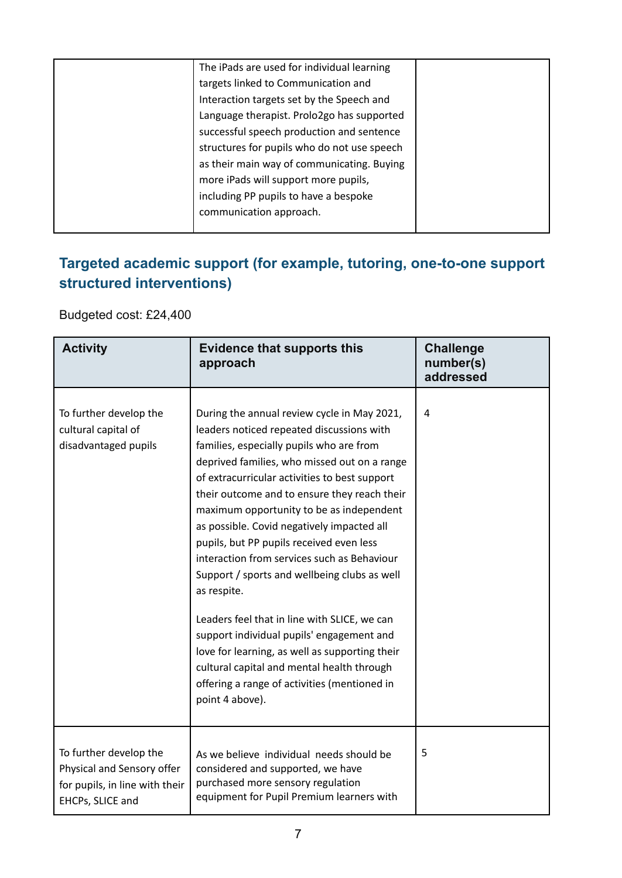| | The iPads are used for individual learning targets linked to Communication and Interaction targets set by the Speech and Language therapist. Prolo2go has supported successful speech production and sentence structures for pupils who do not use speech as their main way of communicating. Buying more iPads will support more pupils, including PP pupils to have a bespoke communication approach. | |
|---|---|---|

## Targeted academic support (for example, tutoring, one-to-one support structured interventions)

Budgeted cost: £24,400

| Activity | Evidence that supports this approach | Challenge number(s) addressed |
|---|---|---|
| To further develop the cultural capital of disadvantaged pupils | During the annual review cycle in May 2021, leaders noticed repeated discussions with families, especially pupils who are from deprived families, who missed out on a range of extracurricular activities to best support their outcome and to ensure they reach their maximum opportunity to be as independent as possible. Covid negatively impacted all pupils, but PP pupils received even less interaction from services such as Behaviour Support / sports and wellbeing clubs as well as respite.<br><br>Leaders feel that in line with SLICE, we can support individual pupils' engagement and love for learning, as well as supporting their cultural capital and mental health through offering a range of activities (mentioned in point 4 above). | 4 |
| To further develop the Physical and Sensory offer for pupils, in line with their EHCPs, SLICE and | As we believe individual needs should be considered and supported, we have purchased more sensory regulation equipment for Pupil Premium learners with | 5 |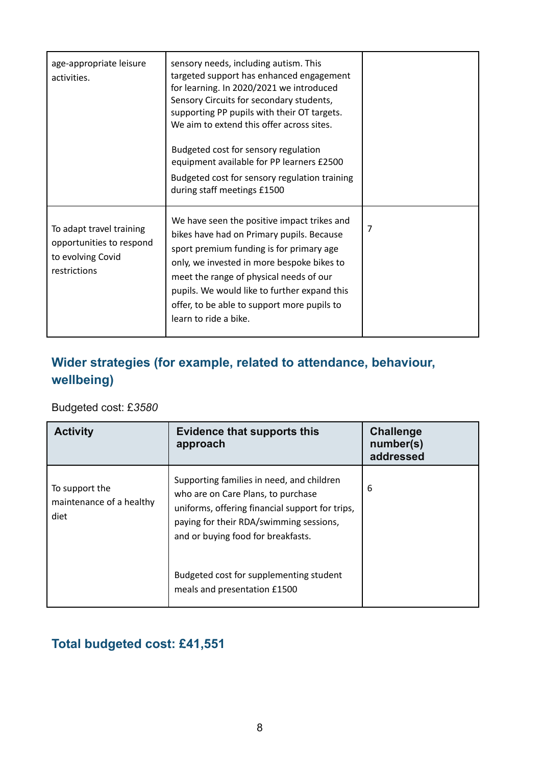| | | |
|---|---|---|
| age-appropriate leisure activities. | sensory needs, including autism. This targeted support has enhanced engagement for learning. In 2020/2021 we introduced Sensory Circuits for secondary students, supporting PP pupils with their OT targets. We aim to extend this offer across sites.<br><br>Budgeted cost for sensory regulation equipment available for PP learners £2500<br>Budgeted cost for sensory regulation training during staff meetings £1500 | |
| To adapt travel training opportunities to respond to evolving Covid restrictions | We have seen the positive impact trikes and bikes have had on Primary pupils. Because sport premium funding is for primary age only, we invested in more bespoke bikes to meet the range of physical needs of our pupils. We would like to further expand this offer, to be able to support more pupils to learn to ride a bike. | 7 |

## Wider strategies (for example, related to attendance, behaviour, wellbeing)

Budgeted cost: £*3580*

| Activity | Evidence that supports this approach | Challenge number(s) addressed |
|---|---|---|
| To support the maintenance of a healthy diet | Supporting families in need, and children who are on Care Plans, to purchase uniforms, offering financial support for trips, paying for their RDA/swimming sessions, and or buying food for breakfasts.<br><br>Budgeted cost for supplementing student meals and presentation £1500 | 6 |

## Total budgeted cost: £41,551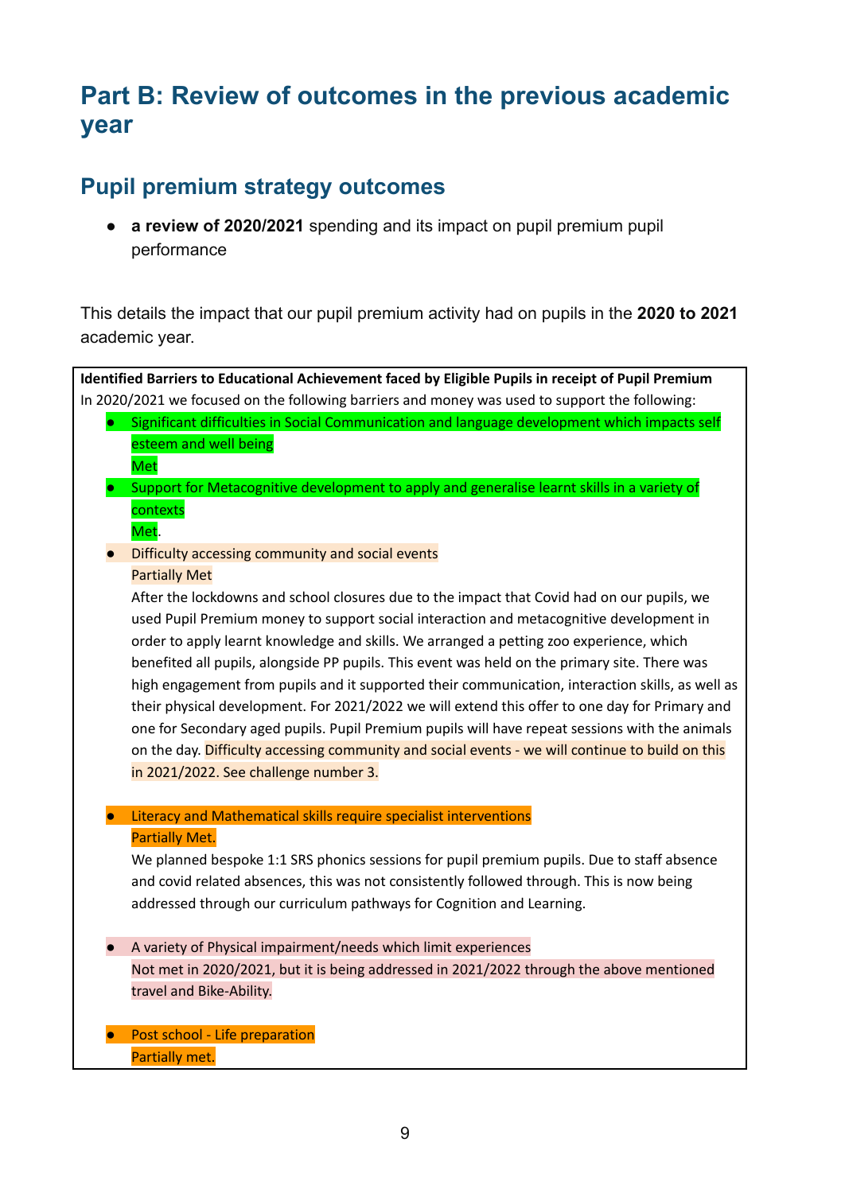# Part B: Review of outcomes in the previous academic year

## Pupil premium strategy outcomes

- **a review of 2020/2021** spending and its impact on pupil premium pupil performance

This details the impact that our pupil premium activity had on pupils in the **2020 to 2021** academic year.

**Identified Barriers to Educational Achievement faced by Eligible Pupils in receipt of Pupil Premium**
In 2020/2021 we focused on the following barriers and money was used to support the following:

- Significant difficulties in Social Communication and language development which impacts self esteem and well being
  Met
- Support for Metacognitive development to apply and generalise learnt skills in a variety of contexts
  Met.
- Difficulty accessing community and social events
  Partially Met
  After the lockdowns and school closures due to the impact that Covid had on our pupils, we used Pupil Premium money to support social interaction and metacognitive development in order to apply learnt knowledge and skills. We arranged a petting zoo experience, which benefited all pupils, alongside PP pupils. This event was held on the primary site. There was high engagement from pupils and it supported their communication, interaction skills, as well as their physical development. For 2021/2022 we will extend this offer to one day for Primary and one for Secondary aged pupils. Pupil Premium pupils will have repeat sessions with the animals on the day. Difficulty accessing community and social events - we will continue to build on this in 2021/2022. See challenge number 3.

- Literacy and Mathematical skills require specialist interventions
  Partially Met.
  We planned bespoke 1:1 SRS phonics sessions for pupil premium pupils. Due to staff absence and covid related absences, this was not consistently followed through. This is now being addressed through our curriculum pathways for Cognition and Learning.

- A variety of Physical impairment/needs which limit experiences
  Not met in 2020/2021, but it is being addressed in 2021/2022 through the above mentioned travel and Bike-Ability.

- Post school - Life preparation
  Partially met.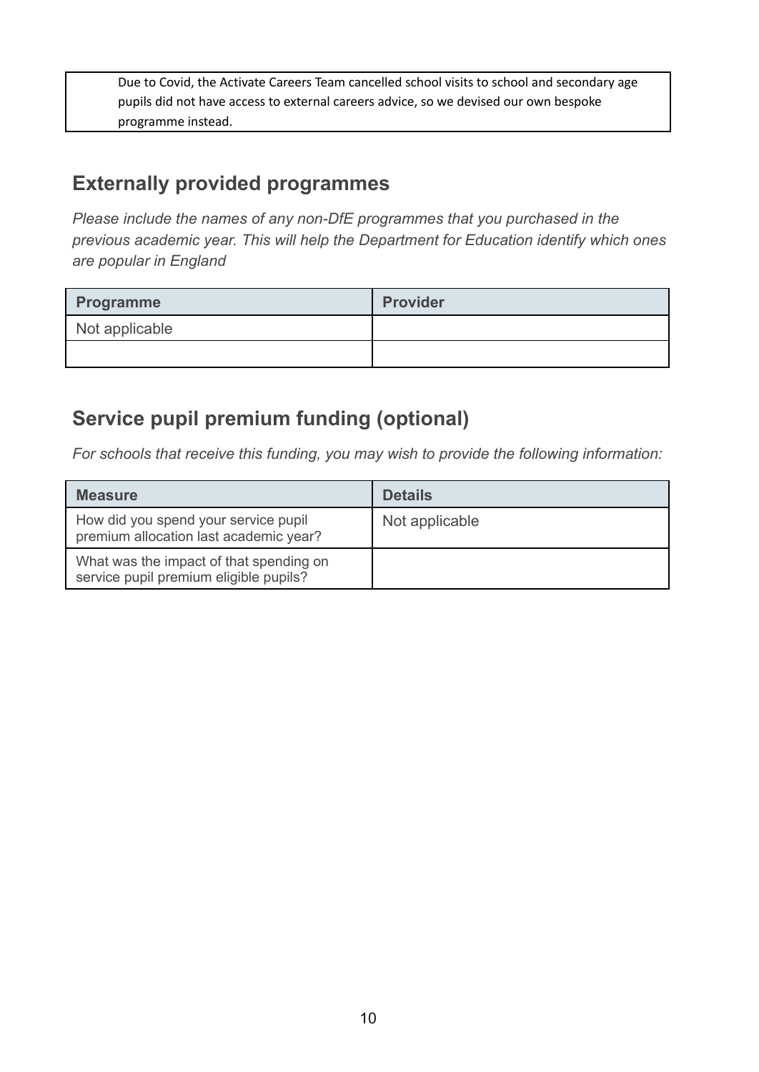| Due to Covid, the Activate Careers Team cancelled school visits to school and secondary age pupils did not have access to external careers advice, so we devised our own bespoke programme instead. |
|---|

## Externally provided programmes

*Please include the names of any non-DfE programmes that you purchased in the previous academic year. This will help the Department for Education identify which ones are popular in England*

| Programme | Provider |
|---|---|
| Not applicable | |
| | |

## Service pupil premium funding (optional)

*For schools that receive this funding, you may wish to provide the following information:*

| Measure | Details |
|---|---|
| How did you spend your service pupil premium allocation last academic year? | Not applicable |
| What was the impact of that spending on service pupil premium eligible pupils? | |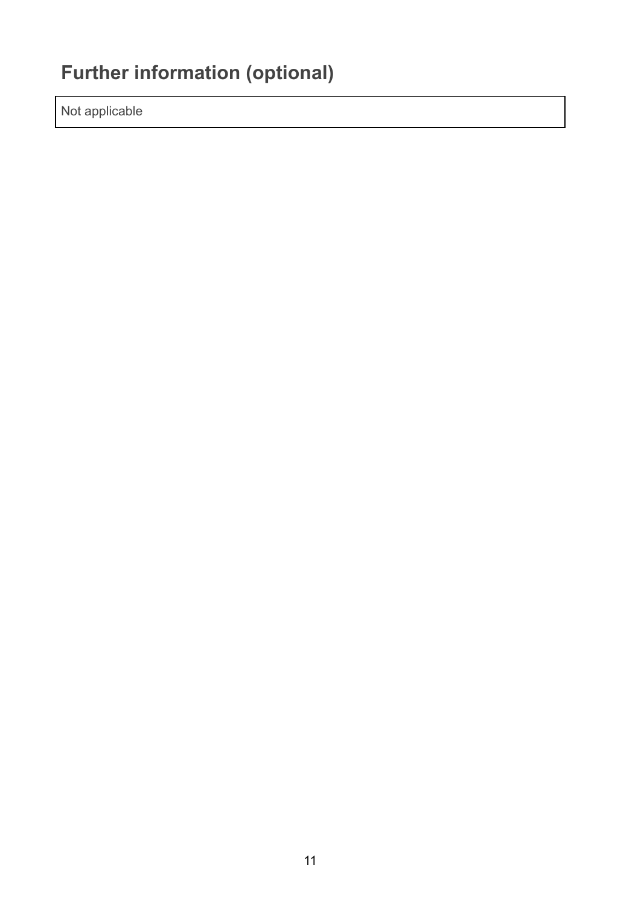## Further information (optional)

Not applicable